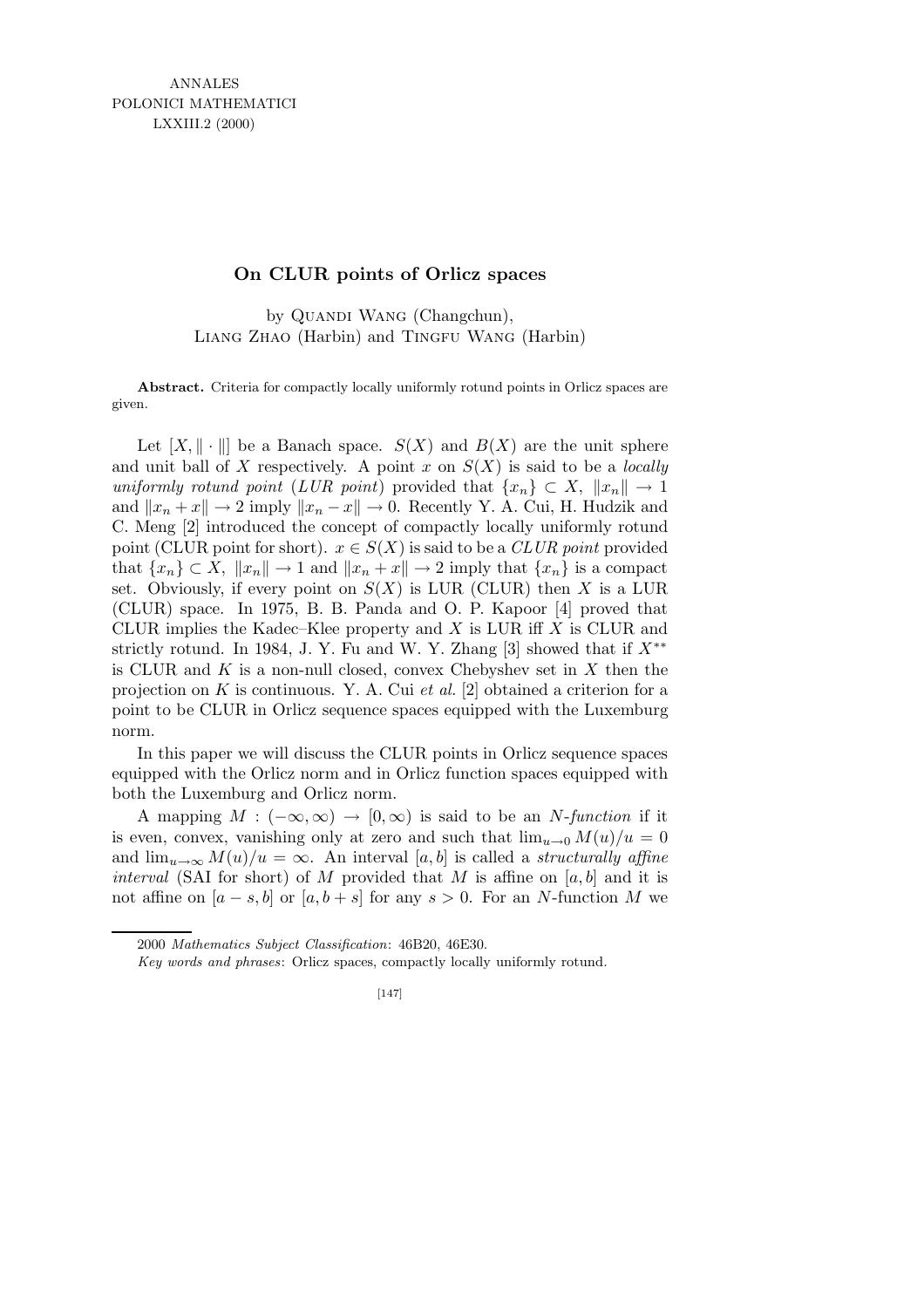# On CLUR points of Orlicz spaces

by Quandi Wang (Changchun), Liang Zhao (Harbin) and Tingfu Wang (Harbin)

**Abstract.** Criteria for compactly locally uniformly rotund points in Orlicz spaces are given.

Let $[X, \|\cdot\|]$ be a Banach space. $S(X)$ and $B(X)$ are the unit sphere and unit ball of $X$ respectively. A point $x$ on $S(X)$ is said to be a *locally uniformly rotund point* (*LUR point*) provided that $\{x_n\} \subset X$, $\|x_n\| \to 1$ and $\|x_n + x\| \to 2$ imply $\|x_n - x\| \to 0$. Recently Y. A. Cui, H. Hudzik and C. Meng [2] introduced the concept of compactly locally uniformly rotund point (CLUR point for short). $x \in S(X)$ is said to be a *CLUR point* provided that $\{x_n\} \subset X$, $\|x_n\| \to 1$ and $\|x_n + x\| \to 2$ imply that $\{x_n\}$ is a compact set. Obviously, if every point on $S(X)$ is LUR (CLUR) then $X$ is a LUR (CLUR) space. In 1975, B. B. Panda and O. P. Kapoor [4] proved that CLUR implies the Kadec–Klee property and $X$ is LUR iff $X$ is CLUR and strictly rotund. In 1984, J. Y. Fu and W. Y. Zhang [3] showed that if $X^{**}$ is CLUR and $K$ is a non-null closed, convex Chebyshev set in $X$ then the projection on $K$ is continuous. Y. A. Cui *et al.* [2] obtained a criterion for a point to be CLUR in Orlicz sequence spaces equipped with the Luxemburg norm.

In this paper we will discuss the CLUR points in Orlicz sequence spaces equipped with the Orlicz norm and in Orlicz function spaces equipped with both the Luxemburg and Orlicz norm.

A mapping $M : (-\infty, \infty) \to [0, \infty)$ is said to be an *N-function* if it is even, convex, vanishing only at zero and such that $\lim_{u\to 0} M(u)/u = 0$ and $\lim_{u\to\infty} M(u)/u = \infty$. An interval $[a, b]$ is called a *structurally affine interval* (SAI for short) of $M$ provided that $M$ is affine on $[a, b]$ and it is not affine on $[a - s, b]$ or $[a, b + s]$ for any $s > 0$. For an $N$-function $M$ we

2000 *Mathematics Subject Classification*: 46B20, 46E30.

*Key words and phrases*: Orlicz spaces, compactly locally uniformly rotund.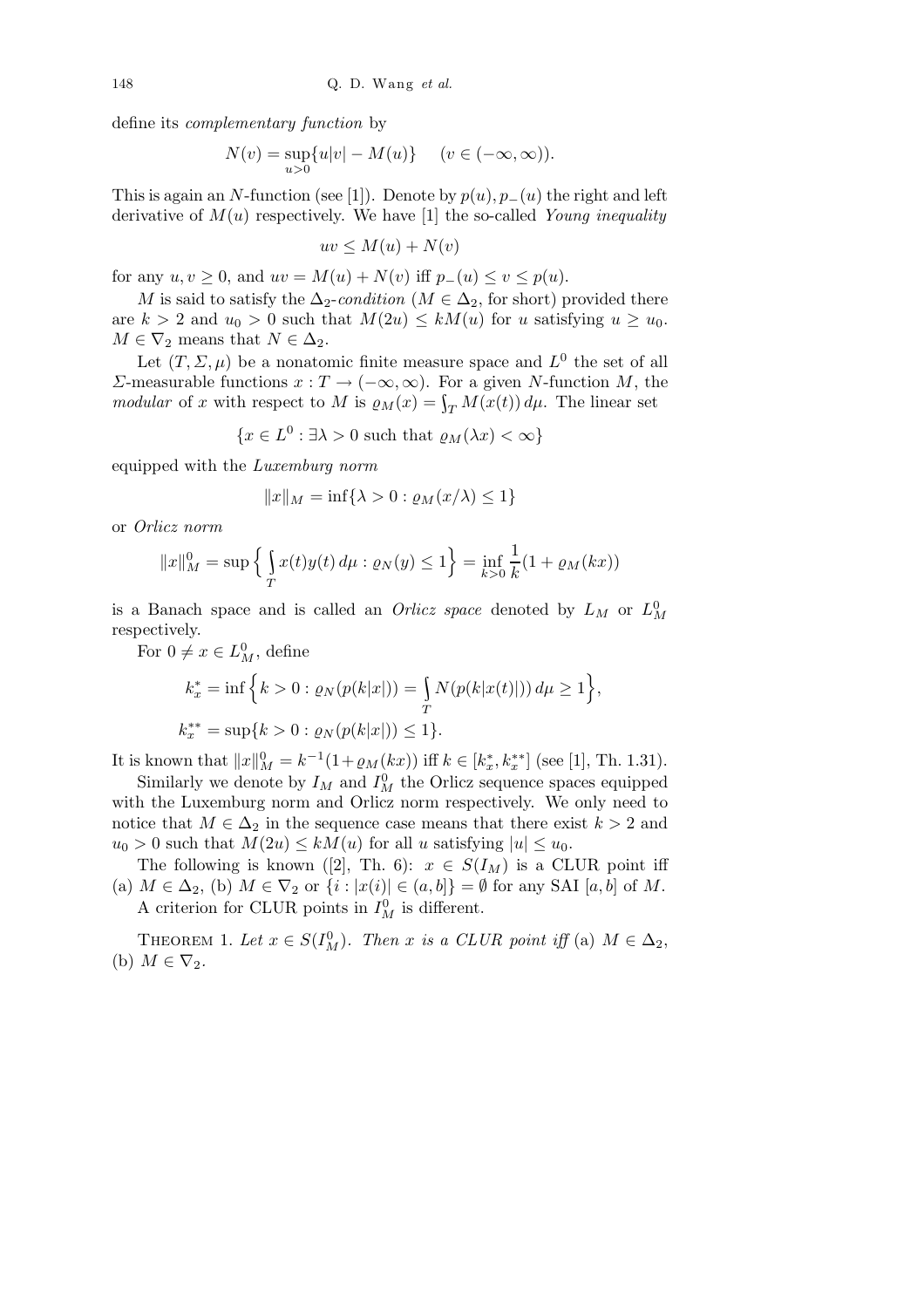define its *complementary function* by

$$N(v) = \sup_{u>0}\{u|v| - M(u)\} \quad (v \in (-\infty, \infty)).$$

This is again an $N$-function (see [1]). Denote by $p(u), p_-(u)$ the right and left derivative of $M(u)$ respectively. We have [1] the so-called *Young inequality*

$$uv \le M(u) + N(v)$$

for any $u, v \ge 0$, and $uv = M(u) + N(v)$ iff $p_-(u) \le v \le p(u)$.

$M$ is said to satisfy the $\Delta_2$-*condition* ($M \in \Delta_2$, for short) provided there are $k > 2$ and $u_0 > 0$ such that $M(2u) \le kM(u)$ for $u$ satisfying $u \ge u_0$. $M \in \nabla_2$ means that $N \in \Delta_2$.

Let $(T, \Sigma, \mu)$ be a nonatomic finite measure space and $L^0$ the set of all $\Sigma$-measurable functions $x : T \to (-\infty, \infty)$. For a given $N$-function $M$, the *modular* of $x$ with respect to $M$ is $\varrho_M(x) = \int_T M(x(t))\, d\mu$. The linear set

$$\{x \in L^0 : \exists \lambda > 0 \text{ such that } \varrho_M(\lambda x) < \infty\}$$

equipped with the *Luxemburg norm*

$$\|x\|_M = \inf\{\lambda > 0 : \varrho_M(x/\lambda) \le 1\}$$

or *Orlicz norm*

$$\|x\|_M^0 = \sup\Big\{ \int_T x(t)y(t)\, d\mu : \varrho_N(y) \le 1\Big\} = \inf_{k>0} \frac{1}{k}(1 + \varrho_M(kx))$$

is a Banach space and is called an *Orlicz space* denoted by $L_M$ or $L_M^0$ respectively.

For $0 \ne x \in L_M^0$, define

$$k_x^* = \inf\Big\{k > 0 : \varrho_N(p(k|x|)) = \int_T N(p(k|x(t)|))\, d\mu \ge 1\Big\},$$

$$k_x^{**} = \sup\{k > 0 : \varrho_N(p(k|x|)) \le 1\}.$$

It is known that $\|x\|_M^0 = k^{-1}(1+\varrho_M(kx))$ iff $k \in [k_x^*, k_x^{**}]$ (see [1], Th. 1.31).

Similarly we denote by $l_M$ and $l_M^0$ the Orlicz sequence spaces equipped with the Luxemburg norm and Orlicz norm respectively. We only need to notice that $M \in \Delta_2$ in the sequence case means that there exist $k > 2$ and $u_0 > 0$ such that $M(2u) \le kM(u)$ for all $u$ satisfying $|u| \le u_0$.

The following is known ([2], Th. 6): $x \in S(l_M)$ is a CLUR point iff (a) $M \in \Delta_2$, (b) $M \in \nabla_2$ or $\{i : |x(i)| \in (a, b]\} = \emptyset$ for any SAI $[a, b]$ of $M$.

A criterion for CLUR points in $l_M^0$ is different.

THEOREM 1. *Let $x \in S(l_M^0)$. Then $x$ is a CLUR point iff* (a) $M \in \Delta_2$, (b) $M \in \nabla_2$.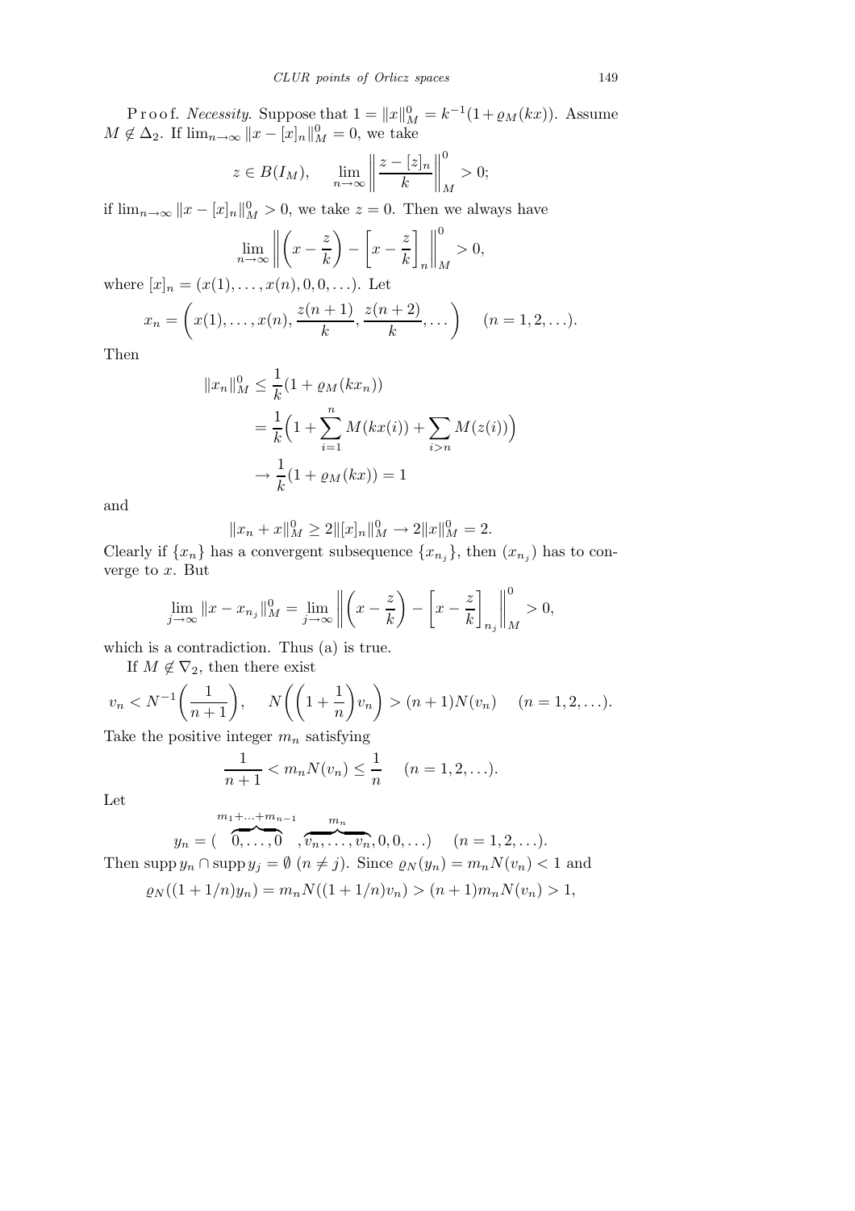P r o o f. *Necessity.* Suppose that $1 = \|x\|_M^0 = k^{-1}(1+\varrho_M(kx))$. Assume $M \notin \Delta_2$. If $\lim_{n\to\infty} \|x - [x]_n\|_M^0 = 0$, we take

$$z \in B(I_M), \qquad \lim_{n\to\infty} \left\| \frac{z - [z]_n}{k} \right\|_M^0 > 0;$$

if $\lim_{n\to\infty} \|x - [x]_n\|_M^0 > 0$, we take $z = 0$. Then we always have

$$\lim_{n\to\infty} \left\| \left( x - \frac{z}{k} \right) - \left[ x - \frac{z}{k} \right]_n \right\|_M^0 > 0,$$

where $[x]_n = (x(1), \ldots, x(n), 0, 0, \ldots)$. Let

$$x_n = \left( x(1), \ldots, x(n), \frac{z(n+1)}{k}, \frac{z(n+2)}{k}, \ldots \right) \qquad (n = 1, 2, \ldots).$$

Then

$$\begin{aligned}
\|x_n\|_M^0 &\le \frac{1}{k}(1 + \varrho_M(kx_n)) \\
&= \frac{1}{k}\Big( 1 + \sum_{i=1}^{n} M(kx(i)) + \sum_{i>n} M(z(i)) \Big) \\
&\to \frac{1}{k}(1 + \varrho_M(kx)) = 1
\end{aligned}$$

and

$$\|x_n + x\|_M^0 \ge 2\|[x]_n\|_M^0 \to 2\|x\|_M^0 = 2.$$

Clearly if $\{x_n\}$ has a convergent subsequence $\{x_{n_j}\}$, then $(x_{n_j})$ has to converge to $x$. But

$$\lim_{j\to\infty} \|x - x_{n_j}\|_M^0 = \lim_{j\to\infty} \left\| \left( x - \frac{z}{k} \right) - \left[ x - \frac{z}{k} \right]_{n_j} \right\|_M^0 > 0,$$

which is a contradiction. Thus (a) is true.

If $M \notin \nabla_2$, then there exist

$$v_n < N^{-1}\left( \frac{1}{n+1} \right), \qquad N\left( \left( 1 + \frac{1}{n} \right) v_n \right) > (n+1)N(v_n) \qquad (n = 1, 2, \ldots).$$

Take the positive integer $m_n$ satisfying

$$\frac{1}{n+1} < m_n N(v_n) \le \frac{1}{n} \qquad (n = 1, 2, \ldots).$$

Let

$$y_n = (\overbrace{0, \ldots, 0}^{m_1+\ldots+m_{n-1}}, \overbrace{v_n, \ldots, v_n}^{m_n}, 0, 0, \ldots) \qquad (n = 1, 2, \ldots).$$

Then $\operatorname{supp} y_n \cap \operatorname{supp} y_j = \emptyset$ $(n \ne j)$. Since $\varrho_N(y_n) = m_n N(v_n) < 1$ and

$$\varrho_N((1+1/n)y_n) = m_n N((1+1/n)v_n) > (n+1)m_n N(v_n) > 1,$$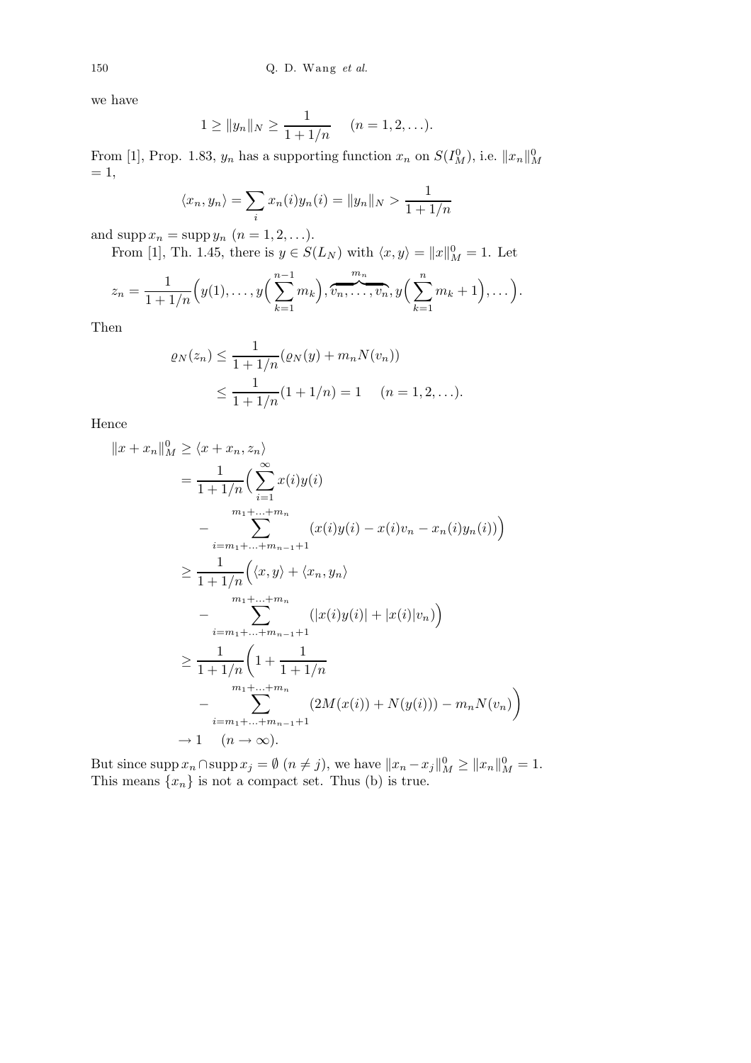we have

$$1 \geq \|y_n\|_N \geq \frac{1}{1+1/n} \quad (n = 1, 2, \ldots).$$

From [1], Prop. 1.83, $y_n$ has a supporting function $x_n$ on $S(I_M^0)$, i.e. $\|x_n\|_M^0 = 1$,

$$\langle x_n, y_n \rangle = \sum_i x_n(i) y_n(i) = \|y_n\|_N > \frac{1}{1+1/n}$$

and $\operatorname{supp} x_n = \operatorname{supp} y_n$ $(n = 1, 2, \ldots)$.

From [1], Th. 1.45, there is $y \in S(L_N)$ with $\langle x, y \rangle = \|x\|_M^0 = 1$. Let

$$z_n = \frac{1}{1+1/n}\Big(y(1), \ldots, y\Big(\sum_{k=1}^{n-1} m_k\Big), \overbrace{v_n, \ldots, v_n}^{m_n}, y\Big(\sum_{k=1}^{n} m_k + 1\Big), \ldots\Big).$$

Then

$$\begin{aligned}
\varrho_N(z_n) &\leq \frac{1}{1+1/n}(\varrho_N(y) + m_n N(v_n)) \\
&\leq \frac{1}{1+1/n}(1 + 1/n) = 1 \quad (n = 1, 2, \ldots).
\end{aligned}$$

Hence

$$\begin{aligned}
\|x + x_n\|_M^0 &\geq \langle x + x_n, z_n \rangle \\
&= \frac{1}{1+1/n}\Big(\sum_{i=1}^{\infty} x(i)y(i) \\
&\quad - \sum_{i=m_1+\ldots+m_{n-1}+1}^{m_1+\ldots+m_n} (x(i)y(i) - x(i)v_n - x_n(i)y_n(i))\Big) \\
&\geq \frac{1}{1+1/n}\Big(\langle x, y \rangle + \langle x_n, y_n \rangle \\
&\quad - \sum_{i=m_1+\ldots+m_{n-1}+1}^{m_1+\ldots+m_n} (|x(i)y(i)| + |x(i)|v_n)\Big) \\
&\geq \frac{1}{1+1/n}\bigg(1 + \frac{1}{1+1/n} \\
&\quad - \sum_{i=m_1+\ldots+m_{n-1}+1}^{m_1+\ldots+m_n} (2M(x(i)) + N(y(i))) - m_n N(v_n)\bigg) \\
&\to 1 \quad (n \to \infty).
\end{aligned}$$

But since $\operatorname{supp} x_n \cap \operatorname{supp} x_j = \emptyset$ $(n \neq j)$, we have $\|x_n - x_j\|_M^0 \geq \|x_n\|_M^0 = 1$. This means $\{x_n\}$ is not a compact set. Thus (b) is true.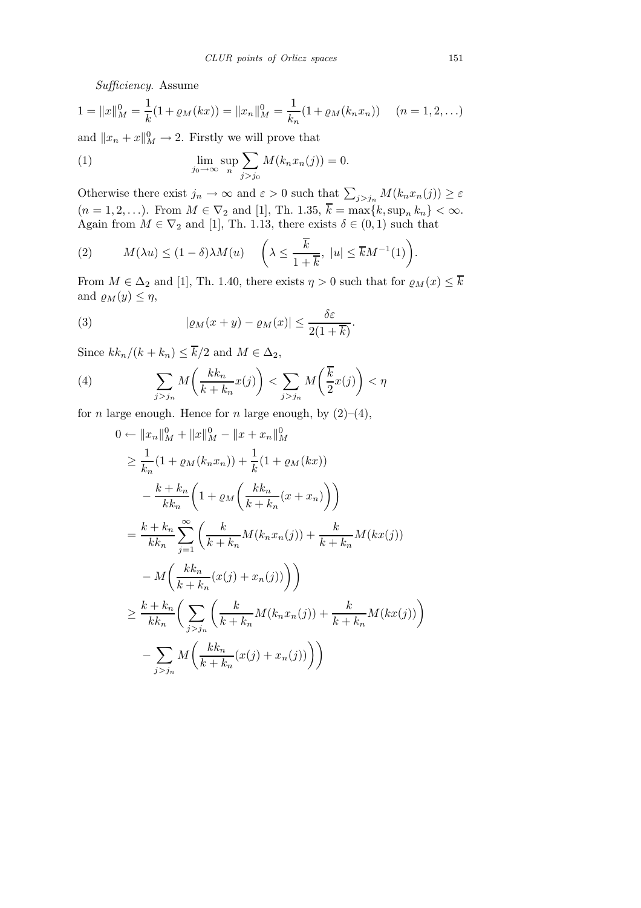*Sufficiency.* Assume

$$1 = \|x\|_M^0 = \frac{1}{k}(1 + \varrho_M(kx)) = \|x_n\|_M^0 = \frac{1}{k_n}(1 + \varrho_M(k_n x_n)) \quad (n = 1, 2, \ldots)$$

and $\|x_n + x\|_M^0 \to 2$. Firstly we will prove that

$$\lim_{j_0 \to \infty} \sup_n \sum_{j > j_0} M(k_n x_n(j)) = 0. \tag{1}$$

Otherwise there exist $j_n \to \infty$ and $\varepsilon > 0$ such that $\sum_{j > j_n} M(k_n x_n(j)) \geq \varepsilon$ $(n = 1, 2, \ldots)$. From $M \in \nabla_2$ and [1], Th. 1.35, $\overline{k} = \max\{k, \sup_n k_n\} < \infty$. Again from $M \in \nabla_2$ and [1], Th. 1.13, there exists $\delta \in (0, 1)$ such that

$$M(\lambda u) \leq (1 - \delta)\lambda M(u) \quad \left(\lambda \leq \frac{\overline{k}}{1 + \overline{k}},\ |u| \leq \overline{k} M^{-1}(1)\right). \tag{2}$$

From $M \in \Delta_2$ and [1], Th. 1.40, there exists $\eta > 0$ such that for $\varrho_M(x) \leq \overline{k}$ and $\varrho_M(y) \leq \eta$,

$$|\varrho_M(x + y) - \varrho_M(x)| \leq \frac{\delta\varepsilon}{2(1 + \overline{k})}. \tag{3}$$

Since $kk_n/(k + k_n) \leq \overline{k}/2$ and $M \in \Delta_2$,

$$\sum_{j > j_n} M\left(\frac{kk_n}{k + k_n} x(j)\right) < \sum_{j > j_n} M\left(\frac{\overline{k}}{2} x(j)\right) < \eta \tag{4}$$

for $n$ large enough. Hence for $n$ large enough, by (2)–(4),

$$\begin{aligned}
0 \leftarrow\ & \|x_n\|_M^0 + \|x\|_M^0 - \|x + x_n\|_M^0 \\
\geq\ & \frac{1}{k_n}(1 + \varrho_M(k_n x_n)) + \frac{1}{k}(1 + \varrho_M(kx)) \\
& - \frac{k + k_n}{kk_n}\left(1 + \varrho_M\left(\frac{kk_n}{k + k_n}(x + x_n)\right)\right) \\
=\ & \frac{k + k_n}{kk_n} \sum_{j=1}^{\infty} \left(\frac{k}{k + k_n} M(k_n x_n(j)) + \frac{k}{k + k_n} M(kx(j)) \right. \\
& \left. - M\left(\frac{kk_n}{k + k_n}(x(j) + x_n(j))\right)\right) \\
\geq\ & \frac{k + k_n}{kk_n}\left( \sum_{j > j_n} \left(\frac{k}{k + k_n} M(k_n x_n(j)) + \frac{k}{k + k_n} M(kx(j))\right) \right. \\
& \left. - \sum_{j > j_n} M\left(\frac{kk_n}{k + k_n}(x(j) + x_n(j))\right)\right)
\end{aligned}$$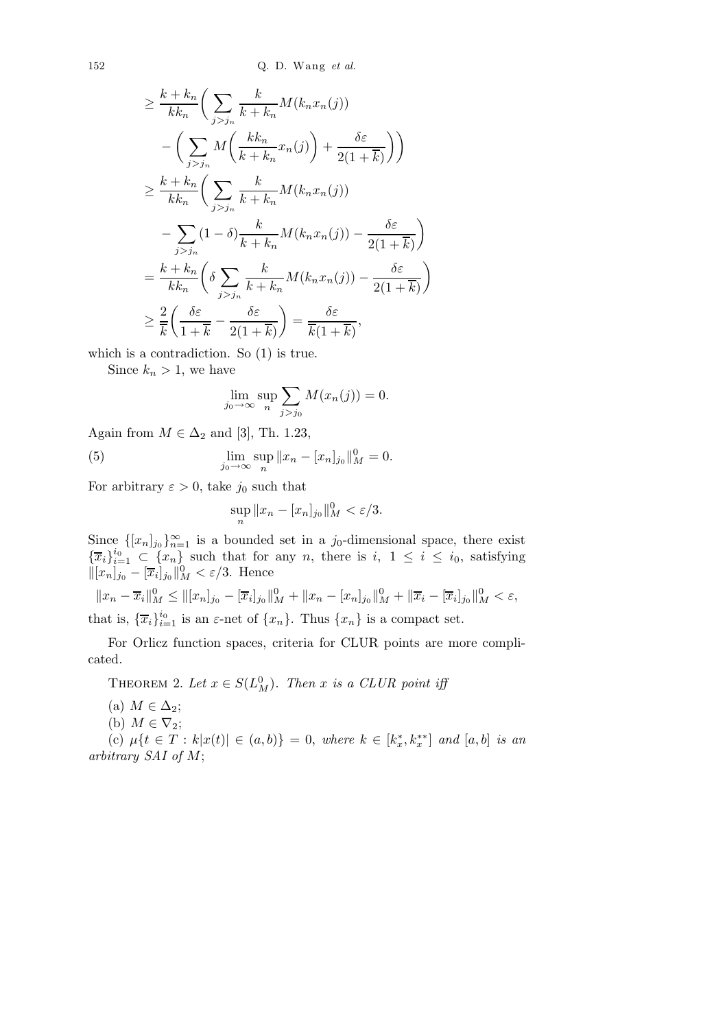$$
\begin{aligned}
&\geq \frac{k+k_n}{kk_n}\bigg(\sum_{j>j_n}\frac{k}{k+k_n}M(k_nx_n(j))\\
&\quad -\bigg(\sum_{j>j_n}M\bigg(\frac{kk_n}{k+k_n}x_n(j)\bigg)+\frac{\delta\varepsilon}{2(1+\overline{k})}\bigg)\bigg)\\
&\geq \frac{k+k_n}{kk_n}\bigg(\sum_{j>j_n}\frac{k}{k+k_n}M(k_nx_n(j))\\
&\quad -\sum_{j>j_n}(1-\delta)\frac{k}{k+k_n}M(k_nx_n(j))-\frac{\delta\varepsilon}{2(1+\overline{k})}\bigg)\\
&= \frac{k+k_n}{kk_n}\bigg(\delta\sum_{j>j_n}\frac{k}{k+k_n}M(k_nx_n(j))-\frac{\delta\varepsilon}{2(1+\overline{k})}\bigg)\\
&\geq \frac{2}{\overline{k}}\bigg(\frac{\delta\varepsilon}{1+\overline{k}}-\frac{\delta\varepsilon}{2(1+\overline{k})}\bigg)=\frac{\delta\varepsilon}{\overline{k}(1+\overline{k})},
\end{aligned}
$$

which is a contradiction. So (1) is true.

Since $k_n > 1$, we have

$$\lim_{j_0\to\infty}\sup_n\sum_{j>j_0}M(x_n(j))=0.$$

Again from $M \in \Delta_2$ and [3], Th. 1.23,

$$\lim_{j_0\to\infty}\sup_n\|x_n-[x_n]_{j_0}\|_M^0=0. \tag{5}$$

For arbitrary $\varepsilon > 0$, take $j_0$ such that

$$\sup_n\|x_n-[x_n]_{j_0}\|_M^0<\varepsilon/3.$$

Since $\{[x_n]_{j_0}\}_{n=1}^{\infty}$ is a bounded set in a $j_0$-dimensional space, there exist $\{\overline{x}_i\}_{i=1}^{i_0} \subset \{x_n\}$ such that for any $n$, there is $i$, $1 \leq i \leq i_0$, satisfying $\|[x_n]_{j_0}-[\overline{x}_i]_{j_0}\|_M^0 < \varepsilon/3$. Hence

$$\|x_n-\overline{x}_i\|_M^0\leq\|[x_n]_{j_0}-[\overline{x}_i]_{j_0}\|_M^0+\|x_n-[x_n]_{j_0}\|_M^0+\|\overline{x}_i-[\overline{x}_i]_{j_0}\|_M^0<\varepsilon,$$

that is, $\{\overline{x}_i\}_{i=1}^{i_0}$ is an $\varepsilon$-net of $\{x_n\}$. Thus $\{x_n\}$ is a compact set.

For Orlicz function spaces, criteria for CLUR points are more complicated.

THEOREM 2. *Let $x \in S(L_M^0)$. Then $x$ is a CLUR point iff*

(a) $M \in \Delta_2$;

(b) $M \in \nabla_2$;

(c) $\mu\{t \in T : k|x(t)| \in (a,b)\} = 0$, *where $k \in [k_x^*, k_x^{**}]$ and $[a,b]$ is an arbitrary SAI of $M$;*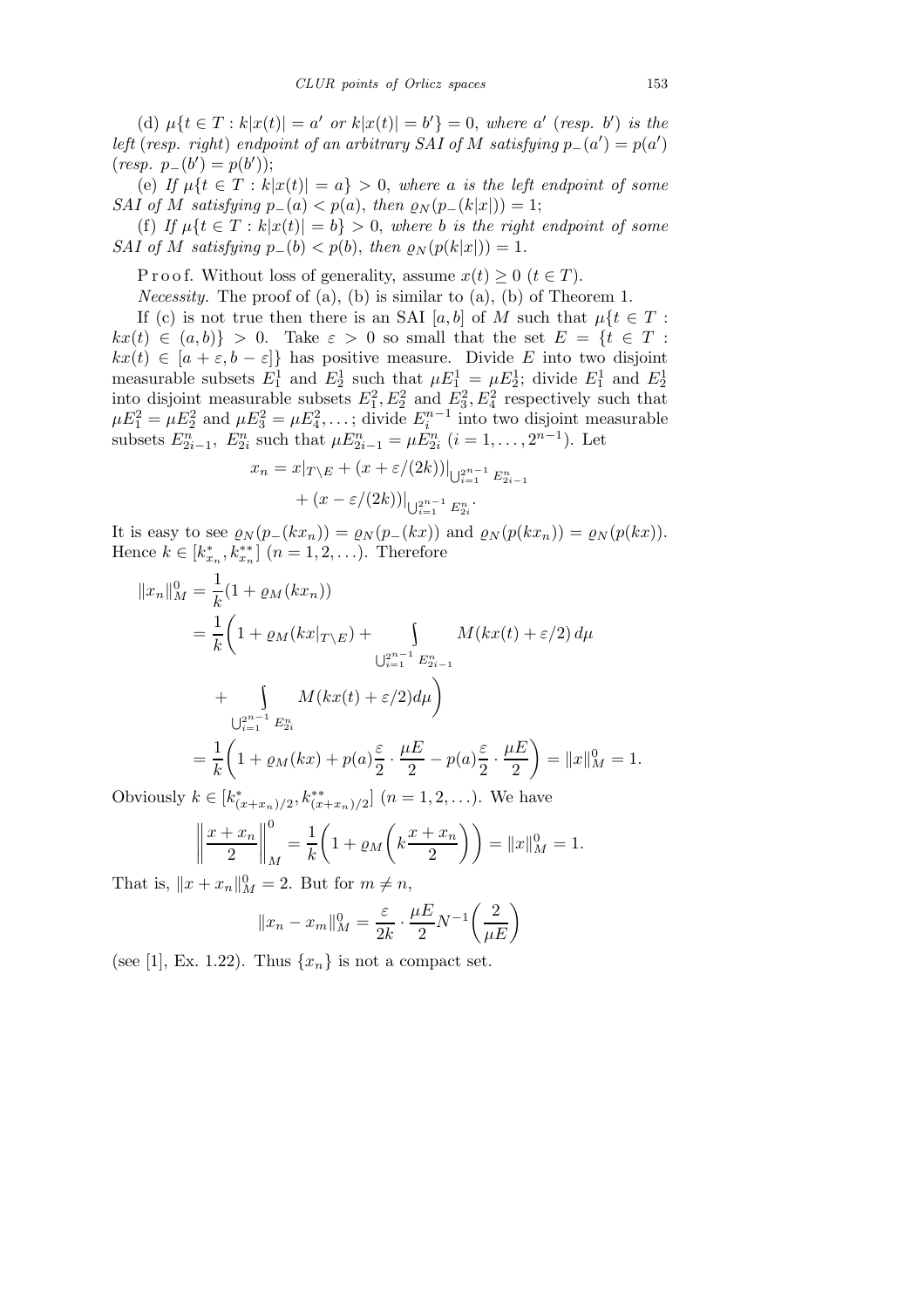(d) $\mu\{t \in T : k|x(t)| = a' \text{ or } k|x(t)| = b'\} = 0$, *where* $a'$ (*resp.* $b'$) *is the left* (*resp. right*) *endpoint of an arbitrary SAI of* $M$ *satisfying* $p_-(a') = p(a')$ (*resp.* $p_-(b') = p(b')$);

(e) *If* $\mu\{t \in T : k|x(t)| = a\} > 0$, *where* $a$ *is the left endpoint of some SAI of* $M$ *satisfying* $p_-(a) < p(a)$, *then* $\varrho_N(p_-(k|x|)) = 1$;

(f) *If* $\mu\{t \in T : k|x(t)| = b\} > 0$, *where* $b$ *is the right endpoint of some SAI of* $M$ *satisfying* $p_-(b) < p(b)$, *then* $\varrho_N(p(k|x|)) = 1$.

Proof. Without loss of generality, assume $x(t) \geq 0$ ($t \in T$).

*Necessity.* The proof of (a), (b) is similar to (a), (b) of Theorem 1.

If (c) is not true then there is an SAI $[a, b]$ of $M$ such that $\mu\{t \in T : kx(t) \in (a, b)\} > 0$. Take $\varepsilon > 0$ so small that the set $E = \{t \in T : kx(t) \in [a + \varepsilon, b - \varepsilon]\}$ has positive measure. Divide $E$ into two disjoint measurable subsets $E_1^1$ and $E_2^1$ such that $\mu E_1^1 = \mu E_2^1$; divide $E_1^1$ and $E_2^1$ into disjoint measurable subsets $E_1^2, E_2^2$ and $E_3^2, E_4^2$ respectively such that $\mu E_1^2 = \mu E_2^2$ and $\mu E_3^2 = \mu E_4^2, \ldots$; divide $E_i^{n-1}$ into two disjoint measurable subsets $E_{2i-1}^n$, $E_{2i}^n$ such that $\mu E_{2i-1}^n = \mu E_{2i}^n$ ($i = 1, \ldots, 2^{n-1}$). Let

$$x_n = x|_{T \setminus E} + (x + \varepsilon/(2k))|_{\bigcup_{i=1}^{2^{n-1}} E_{2i-1}^n} + (x - \varepsilon/(2k))|_{\bigcup_{i=1}^{2^{n-1}} E_{2i}^n}.$$

It is easy to see $\varrho_N(p_-(kx_n)) = \varrho_N(p_-(kx))$ and $\varrho_N(p(kx_n)) = \varrho_N(p(kx))$. Hence $k \in [k_{x_n}^*, k_{x_n}^{**}]$ ($n = 1, 2, \ldots$). Therefore

$$\begin{aligned}
\|x_n\|_M^0 &= \frac{1}{k}(1 + \varrho_M(kx_n)) \\
&= \frac{1}{k}\bigg(1 + \varrho_M(kx|_{T \setminus E}) + \int_{\bigcup_{i=1}^{2^{n-1}} E_{2i-1}^n} M(kx(t) + \varepsilon/2)\, d\mu \\
&\quad + \int_{\bigcup_{i=1}^{2^{n-1}} E_{2i}^n} M(kx(t) + \varepsilon/2) d\mu\bigg) \\
&= \frac{1}{k}\bigg(1 + \varrho_M(kx) + p(a)\frac{\varepsilon}{2} \cdot \frac{\mu E}{2} - p(a)\frac{\varepsilon}{2} \cdot \frac{\mu E}{2}\bigg) = \|x\|_M^0 = 1.
\end{aligned}$$

Obviously $k \in [k_{(x+x_n)/2}^*, k_{(x+x_n)/2}^{**}]$ ($n = 1, 2, \ldots$). We have

$$\left\|\frac{x + x_n}{2}\right\|_M^0 = \frac{1}{k}\bigg(1 + \varrho_M\bigg(k\frac{x + x_n}{2}\bigg)\bigg) = \|x\|_M^0 = 1.$$

That is, $\|x + x_n\|_M^0 = 2$. But for $m \neq n$,

$$\|x_n - x_m\|_M^0 = \frac{\varepsilon}{2k} \cdot \frac{\mu E}{2} N^{-1}\bigg(\frac{2}{\mu E}\bigg)$$

(see [1], Ex. 1.22). Thus $\{x_n\}$ is not a compact set.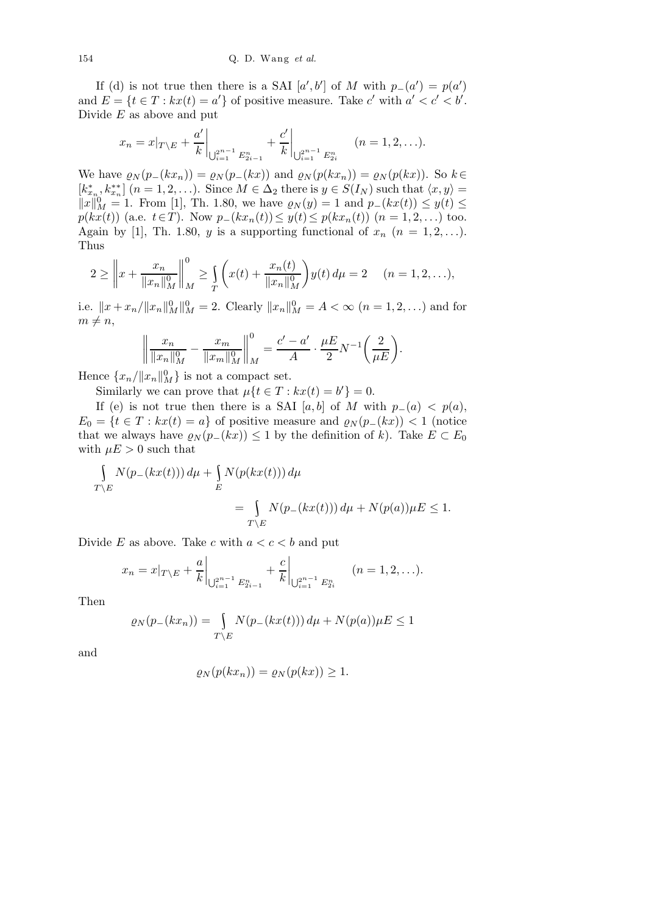If (d) is not true then there is a SAI $[a', b']$ of $M$ with $p_-(a') = p(a')$ and $E = \{t \in T : kx(t) = a'\}$ of positive measure. Take $c'$ with $a' < c' < b'$. Divide $E$ as above and put

$$x_n = x|_{T\setminus E} + \frac{a'}{k}\bigg|_{\bigcup_{i=1}^{2^{n-1}} E_{2i-1}^n} + \frac{c'}{k}\bigg|_{\bigcup_{i=1}^{2^{n-1}} E_{2i}^n} \qquad (n = 1, 2, \ldots).$$

We have $\varrho_N(p_-(kx_n)) = \varrho_N(p_-(kx))$ and $\varrho_N(p(kx_n)) = \varrho_N(p(kx))$. So $k \in [k_{x_n}^*, k_{x_n}^{**}]$ $(n = 1, 2, \ldots)$. Since $M \in \Delta_2$ there is $y \in S(I_N)$ such that $\langle x, y\rangle = \|x\|_M^0 = 1$. From [1], Th. 1.80, we have $\varrho_N(y) = 1$ and $p_-(kx(t)) \le y(t) \le p(kx(t))$ (a.e. $t \in T$). Now $p_-(kx_n(t)) \le y(t) \le p(kx_n(t))$ $(n = 1, 2, \ldots)$ too. Again by [1], Th. 1.80, $y$ is a supporting functional of $x_n$ $(n = 1, 2, \ldots)$. Thus

$$2 \ge \left\| x + \frac{x_n}{\|x_n\|_M^0}\right\|_M^0 \ge \int_T \left(x(t) + \frac{x_n(t)}{\|x_n\|_M^0}\right) y(t)\, d\mu = 2 \qquad (n = 1, 2, \ldots),$$

i.e. $\|x + x_n/\|x_n\|_M^0\|_M^0 = 2$. Clearly $\|x_n\|_M^0 = A < \infty$ $(n = 1, 2, \ldots)$ and for $m \ne n$,

$$\left\| \frac{x_n}{\|x_n\|_M^0} - \frac{x_m}{\|x_m\|_M^0}\right\|_M^0 = \frac{c' - a'}{A} \cdot \frac{\mu E}{2} N^{-1}\left(\frac{2}{\mu E}\right).$$

Hence $\{x_n/\|x_n\|_M^0\}$ is not a compact set.

Similarly we can prove that $\mu\{t \in T : kx(t) = b'\} = 0$.

If (e) is not true then there is a SAI $[a, b]$ of $M$ with $p_-(a) < p(a)$, $E_0 = \{t \in T : kx(t) = a\}$ of positive measure and $\varrho_N(p_-(kx)) < 1$ (notice that we always have $\varrho_N(p_-(kx)) \le 1$ by the definition of $k$). Take $E \subset E_0$ with $\mu E > 0$ such that

$$\int_{T\setminus E} N(p_-(kx(t)))\, d\mu + \int_E N(p(kx(t)))\, d\mu = \int_{T\setminus E} N(p_-(kx(t)))\, d\mu + N(p(a))\mu E \le 1.$$

Divide $E$ as above. Take $c$ with $a < c < b$ and put

$$x_n = x|_{T\setminus E} + \frac{a}{k}\bigg|_{\bigcup_{i=1}^{2^{n-1}} E_{2i-1}^n} + \frac{c}{k}\bigg|_{\bigcup_{i=1}^{2^{n-1}} E_{2i}^n} \qquad (n = 1, 2, \ldots).$$

Then

$$\varrho_N(p_-(kx_n)) = \int_{T\setminus E} N(p_-(kx(t)))\, d\mu + N(p(a))\mu E \le 1$$

and

$$\varrho_N(p(kx_n)) = \varrho_N(p(kx)) \ge 1.$$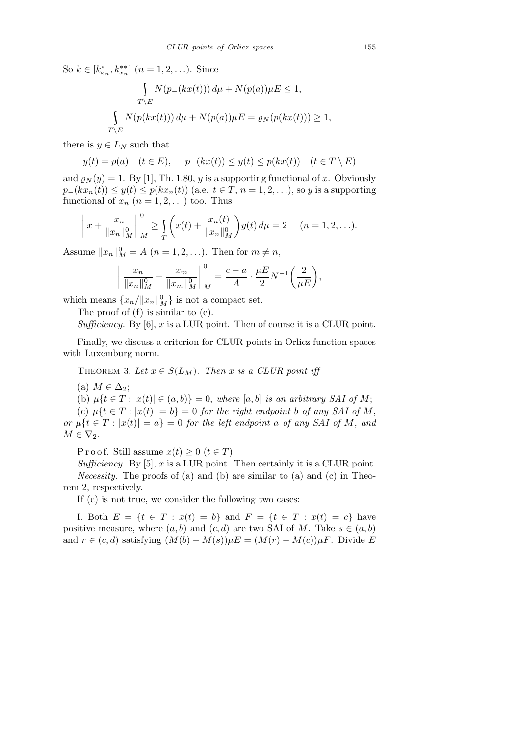So $k \in [k^*_{x_n}, k^{**}_{x_n}]$ $(n = 1, 2, \ldots)$. Since

$$\int\limits_{T \setminus E} N(p_-(kx(t)))\,d\mu + N(p(a))\mu E \le 1,$$

$$\int\limits_{T \setminus E} N(p(kx(t)))\,d\mu + N(p(a))\mu E = \varrho_N(p(kx(t))) \ge 1,$$

there is $y \in L_N$ such that

$$y(t) = p(a) \quad (t \in E), \qquad p_-(kx(t)) \le y(t) \le p(kx(t)) \quad (t \in T \setminus E)$$

and $\varrho_N(y) = 1$. By [1], Th. 1.80, $y$ is a supporting functional of $x$. Obviously $p_-(kx_n(t)) \le y(t) \le p(kx_n(t))$ (a.e. $t \in T$, $n = 1, 2, \ldots$), so $y$ is a supporting functional of $x_n$ $(n = 1, 2, \ldots)$ too. Thus

$$\left\| x + \frac{x_n}{\|x_n\|^0_M} \right\|^0_M \ge \int\limits_T \left( x(t) + \frac{x_n(t)}{\|x_n\|^0_M} \right) y(t)\,d\mu = 2 \quad (n = 1, 2, \ldots).$$

Assume $\|x_n\|^0_M = A$ $(n = 1, 2, \ldots)$. Then for $m \ne n$,

$$\left\| \frac{x_n}{\|x_n\|^0_M} - \frac{x_m}{\|x_m\|^0_M} \right\|^0_M = \frac{c - a}{A} \cdot \frac{\mu E}{2} N^{-1}\!\left( \frac{2}{\mu E} \right),$$

which means $\{x_n/\|x_n\|^0_M\}$ is not a compact set.

The proof of (f) is similar to (e).

*Sufficiency.* By [6], $x$ is a LUR point. Then of course it is a CLUR point.

Finally, we discuss a criterion for CLUR points in Orlicz function spaces with Luxemburg norm.

THEOREM 3. *Let $x \in S(L_M)$. Then $x$ is a CLUR point iff*

(a) $M \in \Delta_2$;

(b) $\mu\{t \in T : |x(t)| \in (a, b)\} = 0$, *where $[a, b]$ is an arbitrary SAI of $M$;*

(c) $\mu\{t \in T : |x(t)| = b\} = 0$ *for the right endpoint $b$ of any SAI of $M$, or $\mu\{t \in T : |x(t)| = a\} = 0$ for the left endpoint $a$ of any SAI of $M$, and $M \in \nabla_2$.*

Proof. Still assume $x(t) \ge 0$ $(t \in T)$.

*Sufficiency.* By [5], $x$ is a LUR point. Then certainly it is a CLUR point.

*Necessity.* The proofs of (a) and (b) are similar to (a) and (c) in Theorem 2, respectively.

If (c) is not true, we consider the following two cases:

I. Both $E = \{t \in T : x(t) = b\}$ and $F = \{t \in T : x(t) = c\}$ have positive measure, where $(a, b)$ and $(c, d)$ are two SAI of $M$. Take $s \in (a, b)$ and $r \in (c, d)$ satisfying $(M(b) - M(s))\mu E = (M(r) - M(c))\mu F$. Divide $E$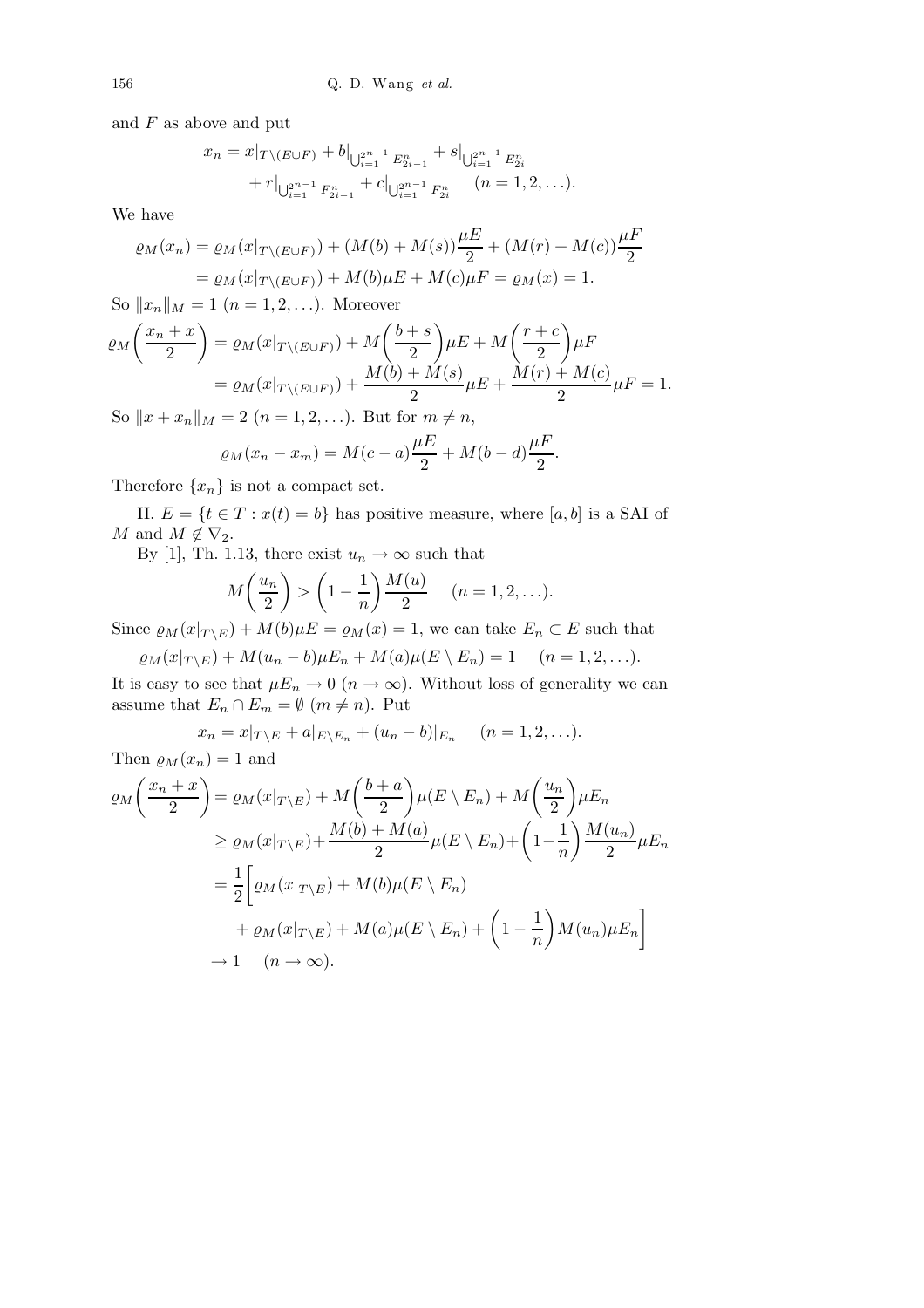and $F$ as above and put

$$x_n = x|_{T\setminus(E\cup F)} + b|_{\bigcup_{i=1}^{2^{n-1}} E^n_{2i-1}} + s|_{\bigcup_{i=1}^{2^{n-1}} E^n_{2i}} + r|_{\bigcup_{i=1}^{2^{n-1}} F^n_{2i-1}} + c|_{\bigcup_{i=1}^{2^{n-1}} F^n_{2i}} \quad (n = 1, 2, \ldots).$$

We have

$$\begin{aligned}
\varrho_M(x_n) &= \varrho_M(x|_{T\setminus(E\cup F)}) + (M(b) + M(s))\frac{\mu E}{2} + (M(r) + M(c))\frac{\mu F}{2} \\
&= \varrho_M(x|_{T\setminus(E\cup F)}) + M(b)\mu E + M(c)\mu F = \varrho_M(x) = 1.
\end{aligned}$$

So $\|x_n\|_M = 1$ $(n = 1, 2, \ldots)$. Moreover

$$\begin{aligned}
\varrho_M\left(\frac{x_n + x}{2}\right) &= \varrho_M(x|_{T\setminus(E\cup F)}) + M\left(\frac{b + s}{2}\right)\mu E + M\left(\frac{r + c}{2}\right)\mu F \\
&= \varrho_M(x|_{T\setminus(E\cup F)}) + \frac{M(b) + M(s)}{2}\mu E + \frac{M(r) + M(c)}{2}\mu F = 1.
\end{aligned}$$

So $\|x + x_n\|_M = 2$ $(n = 1, 2, \ldots)$. But for $m \neq n$,

$$\varrho_M(x_n - x_m) = M(c - a)\frac{\mu E}{2} + M(b - d)\frac{\mu F}{2}.$$

Therefore $\{x_n\}$ is not a compact set.

II. $E = \{t \in T : x(t) = b\}$ has positive measure, where $[a, b]$ is a SAI of $M$ and $M \notin \nabla_2$.

By [1], Th. 1.13, there exist $u_n \to \infty$ such that

$$M\left(\frac{u_n}{2}\right) > \left(1 - \frac{1}{n}\right)\frac{M(u)}{2} \quad (n = 1, 2, \ldots).$$

Since $\varrho_M(x|_{T\setminus E}) + M(b)\mu E = \varrho_M(x) = 1$, we can take $E_n \subset E$ such that

$$\varrho_M(x|_{T\setminus E}) + M(u_n - b)\mu E_n + M(a)\mu(E \setminus E_n) = 1 \quad (n = 1, 2, \ldots).$$

It is easy to see that $\mu E_n \to 0$ $(n \to \infty)$. Without loss of generality we can assume that $E_n \cap E_m = \emptyset$ $(m \neq n)$. Put

$$x_n = x|_{T\setminus E} + a|_{E\setminus E_n} + (u_n - b)|_{E_n} \quad (n = 1, 2, \ldots).$$

Then $\varrho_M(x_n) = 1$ and

$$\begin{aligned}
\varrho_M\left(\frac{x_n + x}{2}\right) &= \varrho_M(x|_{T\setminus E}) + M\left(\frac{b + a}{2}\right)\mu(E \setminus E_n) + M\left(\frac{u_n}{2}\right)\mu E_n \\
&\geq \varrho_M(x|_{T\setminus E}) + \frac{M(b) + M(a)}{2}\mu(E \setminus E_n) + \left(1 - \frac{1}{n}\right)\frac{M(u_n)}{2}\mu E_n \\
&= \frac{1}{2}\bigg[\varrho_M(x|_{T\setminus E}) + M(b)\mu(E \setminus E_n) \\
&\qquad + \varrho_M(x|_{T\setminus E}) + M(a)\mu(E \setminus E_n) + \left(1 - \frac{1}{n}\right)M(u_n)\mu E_n\bigg] \\
&\to 1 \quad (n \to \infty).
\end{aligned}$$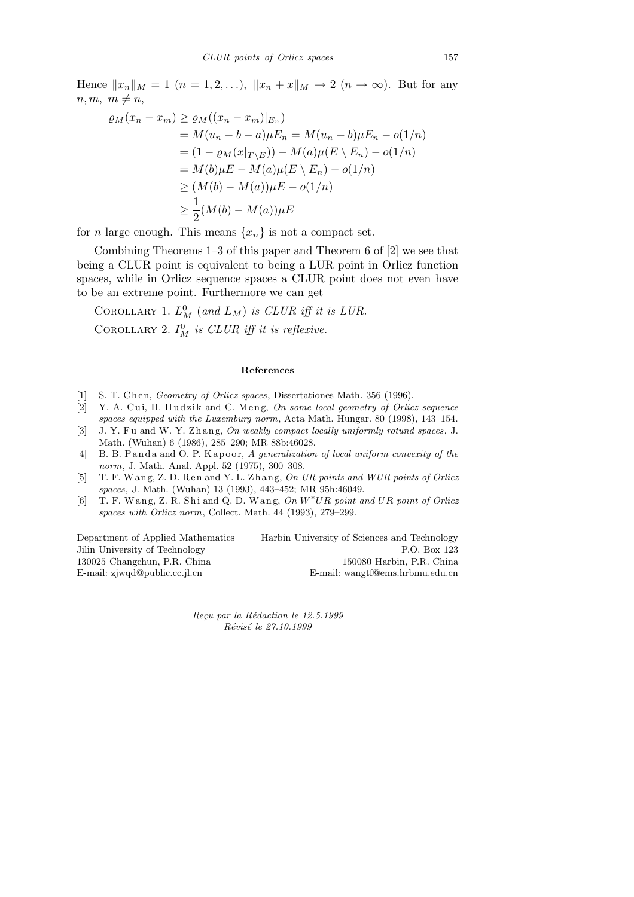Hence $\|x_n\|_M = 1$ $(n = 1, 2, \ldots)$, $\|x_n + x\|_M \to 2$ $(n \to \infty)$. But for any $n, m,\ m \neq n$,

$$
\begin{aligned}
\varrho_M(x_n - x_m) &\geq \varrho_M((x_n - x_m)|_{E_n}) \\
&= M(u_n - b - a)\mu E_n = M(u_n - b)\mu E_n - o(1/n) \\
&= (1 - \varrho_M(x|_{T\setminus E})) - M(a)\mu(E \setminus E_n) - o(1/n) \\
&= M(b)\mu E - M(a)\mu(E \setminus E_n) - o(1/n) \\
&\geq (M(b) - M(a))\mu E - o(1/n) \\
&\geq \frac{1}{2}(M(b) - M(a))\mu E
\end{aligned}
$$

for $n$ large enough. This means $\{x_n\}$ is not a compact set.

Combining Theorems 1–3 of this paper and Theorem 6 of [2] we see that being a CLUR point is equivalent to being a LUR point in Orlicz function spaces, while in Orlicz sequence spaces a CLUR point does not even have to be an extreme point. Furthermore we can get

Corollary 1. *$L_M^0$ (and $L_M$) is CLUR iff it is LUR.*

Corollary 2. *$l_M^0$ is CLUR iff it is reflexive.*

## References

[1] S. T. Chen, *Geometry of Orlicz spaces*, Dissertationes Math. 356 (1996).

[2] Y. A. Cui, H. Hudzik and C. Meng, *On some local geometry of Orlicz sequence spaces equipped with the Luxemburg norm*, Acta Math. Hungar. 80 (1998), 143–154.

[3] J. Y. Fu and W. Y. Zhang, *On weakly compact locally uniformly rotund spaces*, J. Math. (Wuhan) 6 (1986), 285–290; MR 88b:46028.

[4] B. B. Panda and O. P. Kapoor, *A generalization of local uniform convexity of the norm*, J. Math. Anal. Appl. 52 (1975), 300–308.

[5] T. F. Wang, Z. D. Ren and Y. L. Zhang, *On UR points and WUR points of Orlicz spaces*, J. Math. (Wuhan) 13 (1993), 443–452; MR 95h:46049.

[6] T. F. Wang, Z. R. Shi and Q. D. Wang, *On $W^*UR$ point and $UR$ point of Orlicz spaces with Orlicz norm*, Collect. Math. 44 (1993), 279–299.

Department of Applied Mathematics
Jilin University of Technology
130025 Changchun, P.R. China
E-mail: zjwqd@public.cc.jl.cn

Harbin University of Sciences and Technology
P.O. Box 123
150080 Harbin, P.R. China
E-mail: wangtf@ems.hrbmu.edu.cn

*Reçu par la Rédaction le 12.5.1999*
*Révisé le 27.10.1999*